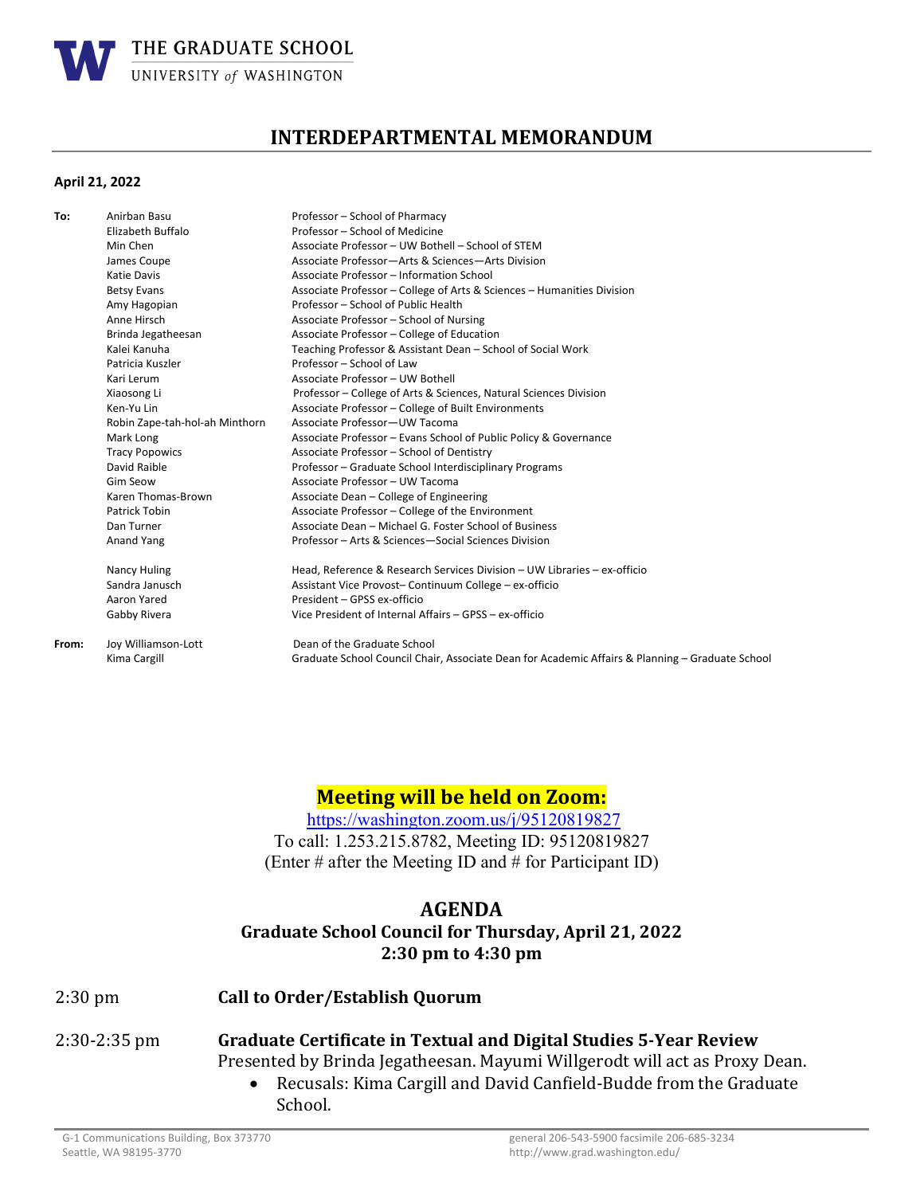THE GRADUATE SCHOOL
UNIVERSITY *of* WASHINGTON

# INTERDEPARTMENTAL MEMORANDUM

**April 21, 2022**

| | | |
|---|---|---|
| **To:** | Anirban Basu | Professor – School of Pharmacy |
| | Elizabeth Buffalo | Professor – School of Medicine |
| | Min Chen | Associate Professor – UW Bothell – School of STEM |
| | James Coupe | Associate Professor—Arts & Sciences—Arts Division |
| | Katie Davis | Associate Professor – Information School |
| | Betsy Evans | Associate Professor – College of Arts & Sciences – Humanities Division |
| | Amy Hagopian | Professor – School of Public Health |
| | Anne Hirsch | Associate Professor – School of Nursing |
| | Brinda Jegatheesan | Associate Professor – College of Education |
| | Kalei Kanuha | Teaching Professor & Assistant Dean – School of Social Work |
| | Patricia Kuszler | Professor – School of Law |
| | Kari Lerum | Associate Professor – UW Bothell |
| | Xiaosong Li | Professor – College of Arts & Sciences, Natural Sciences Division |
| | Ken-Yu Lin | Associate Professor – College of Built Environments |
| | Robin Zape-tah-hol-ah Minthorn | Associate Professor—UW Tacoma |
| | Mark Long | Associate Professor – Evans School of Public Policy & Governance |
| | Tracy Popowics | Associate Professor – School of Dentistry |
| | David Raible | Professor – Graduate School Interdisciplinary Programs |
| | Gim Seow | Associate Professor – UW Tacoma |
| | Karen Thomas-Brown | Associate Dean – College of Engineering |
| | Patrick Tobin | Associate Professor – College of the Environment |
| | Dan Turner | Associate Dean – Michael G. Foster School of Business |
| | Anand Yang | Professor – Arts & Sciences—Social Sciences Division |
| | | |
| | Nancy Huling | Head, Reference & Research Services Division – UW Libraries – ex-officio |
| | Sandra Janusch | Assistant Vice Provost– Continuum College – ex-officio |
| | Aaron Yared | President – GPSS ex-officio |
| | Gabby Rivera | Vice President of Internal Affairs – GPSS – ex-officio |
| | | |
| **From:** | Joy Williamson-Lott | Dean of the Graduate School |
| | Kima Cargill | Graduate School Council Chair, Associate Dean for Academic Affairs & Planning – Graduate School |

**Meeting will be held on Zoom:**

https://washington.zoom.us/j/95120819827

To call: 1.253.215.8782, Meeting ID: 95120819827
(Enter # after the Meeting ID and # for Participant ID)

## AGENDA

### Graduate School Council for Thursday, April 21, 2022
### 2:30 pm to 4:30 pm

2:30 pm — **Call to Order/Establish Quorum**

2:30-2:35 pm — **Graduate Certificate in Textual and Digital Studies 5-Year Review**
Presented by Brinda Jegatheesan. Mayumi Willgerodt will act as Proxy Dean.

- Recusals: Kima Cargill and David Canfield-Budde from the Graduate School.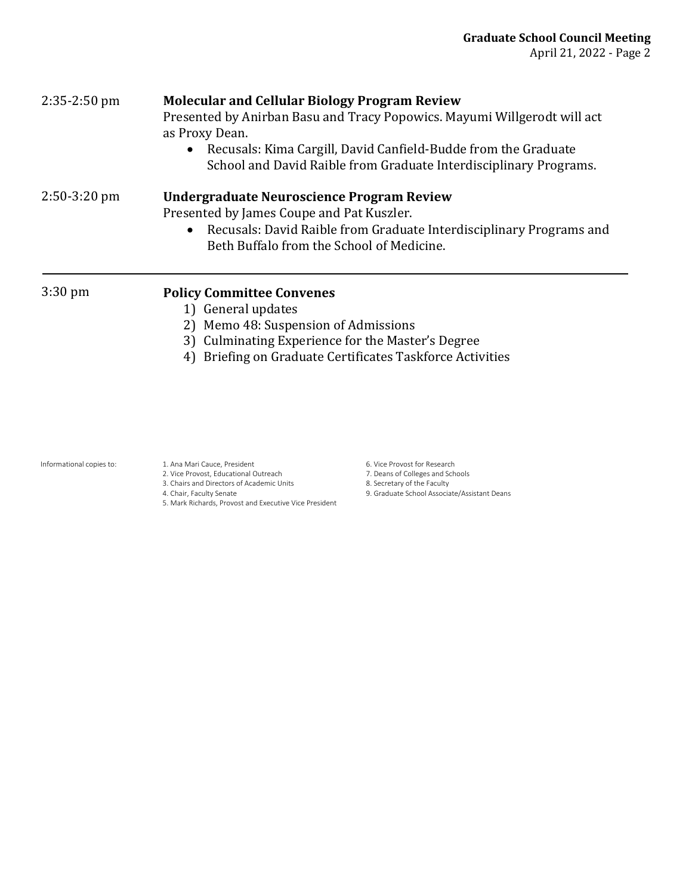2:35-2:50 pm **Molecular and Cellular Biology Program Review**

Presented by Anirban Basu and Tracy Popowics. Mayumi Willgerodt will act as Proxy Dean.

- Recusals: Kima Cargill, David Canfield-Budde from the Graduate School and David Raible from Graduate Interdisciplinary Programs.

2:50-3:20 pm **Undergraduate Neuroscience Program Review**

Presented by James Coupe and Pat Kuszler.

- Recusals: David Raible from Graduate Interdisciplinary Programs and Beth Buffalo from the School of Medicine.

---

3:30 pm **Policy Committee Convenes**

1) General updates
2) Memo 48: Suspension of Admissions
3) Culminating Experience for the Master's Degree
4) Briefing on Graduate Certificates Taskforce Activities

Informational copies to:

1. Ana Mari Cauce, President
2. Vice Provost, Educational Outreach
3. Chairs and Directors of Academic Units
4. Chair, Faculty Senate
5. Mark Richards, Provost and Executive Vice President
6. Vice Provost for Research
7. Deans of Colleges and Schools
8. Secretary of the Faculty
9. Graduate School Associate/Assistant Deans